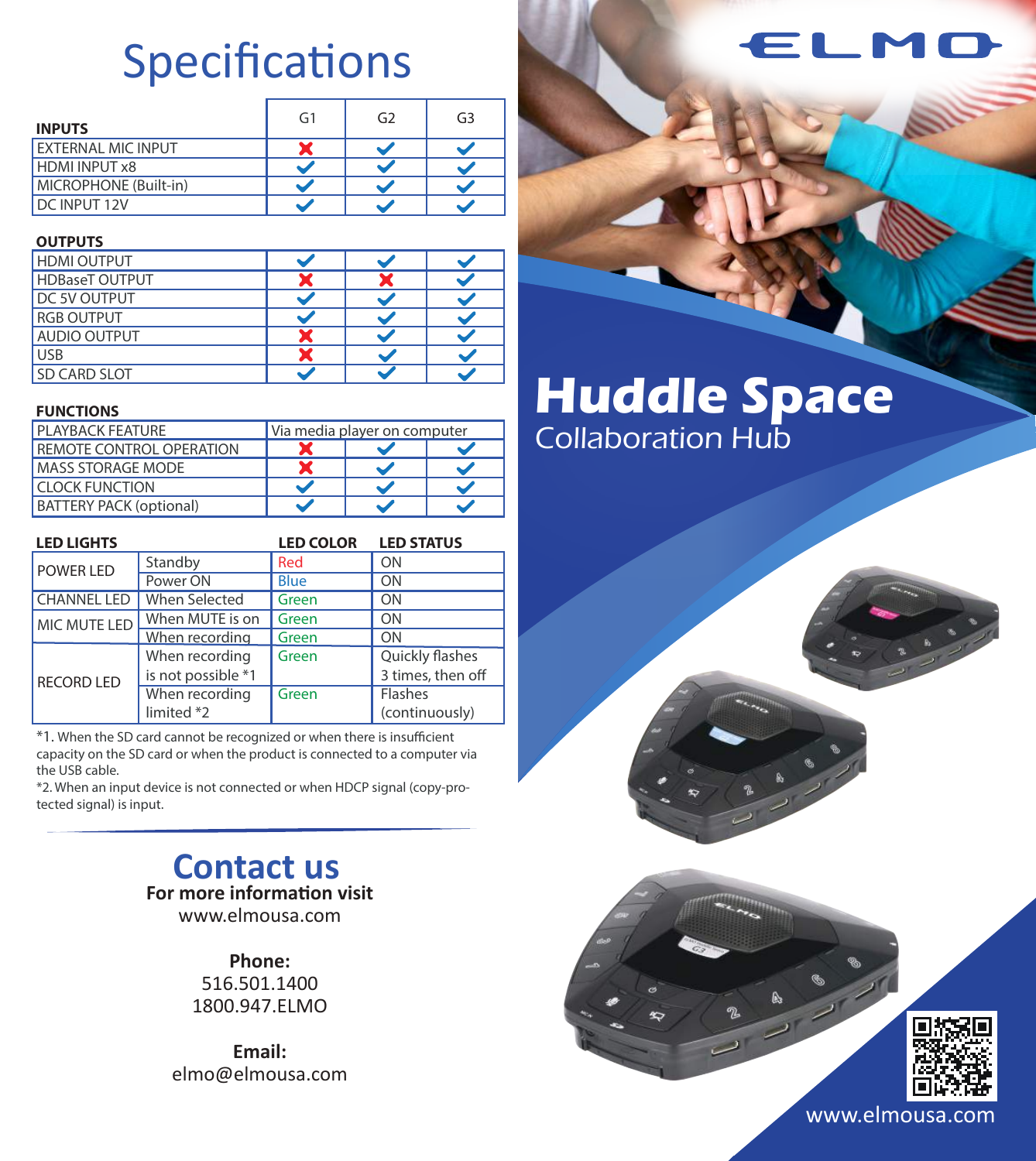# Specifications

| INPUTS | G1 | G2 | G3 |
|---|---|---|---|
| EXTERNAL MIC INPUT | ✗ | ✓ | ✓ |
| HDMI INPUT x8 | ✓ | ✓ | ✓ |
| MICROPHONE (Built-in) | ✓ | ✓ | ✓ |
| DC INPUT 12V | ✓ | ✓ | ✓ |

| OUTPUTS | G1 | G2 | G3 |
|---|---|---|---|
| HDMI OUTPUT | ✓ | ✓ | ✓ |
| HDBaseT OUTPUT | ✗ | ✗ | ✓ |
| DC 5V OUTPUT | ✓ | ✓ | ✓ |
| RGB OUTPUT | ✓ | ✓ | ✓ |
| AUDIO OUTPUT | ✗ | ✓ | ✓ |
| USB | ✗ | ✓ | ✓ |
| SD CARD SLOT | ✓ | ✓ | ✓ |

| FUNCTIONS | G1 | G2 | G3 |
|---|---|---|---|
| PLAYBACK FEATURE | Via media player on computer | | |
| REMOTE CONTROL OPERATION | ✗ | ✓ | ✓ |
| MASS STORAGE MODE | ✗ | ✓ | ✓ |
| CLOCK FUNCTION | ✓ | ✓ | ✓ |
| BATTERY PACK (optional) | ✓ | ✓ | ✓ |

| LED LIGHTS | | LED COLOR | LED STATUS |
|---|---|---|---|
| POWER LED | Standby | Red | ON |
| | Power ON | Blue | ON |
| CHANNEL LED | When Selected | Green | ON |
| MIC MUTE LED | When MUTE is on | Green | ON |
| RECORD LED | When recording | Green | ON |
| | When recording is not possible *1 | Green | Quickly flashes 3 times, then off |
| | When recording limited *2 | Green | Flashes (continuously) |

*1. When the SD card cannot be recognized or when there is insufficient capacity on the SD card or when the product is connected to a computer via the USB cable.

*2. When an input device is not connected or when HDCP signal (copy-protected signal) is input.

## Contact us

**For more information visit**

www.elmousa.com

**Phone:**

516.501.1400

1800.947.ELMO

**Email:**

elmo@elmousa.com

ELMO

# Huddle Space

Collaboration Hub

www.elmousa.com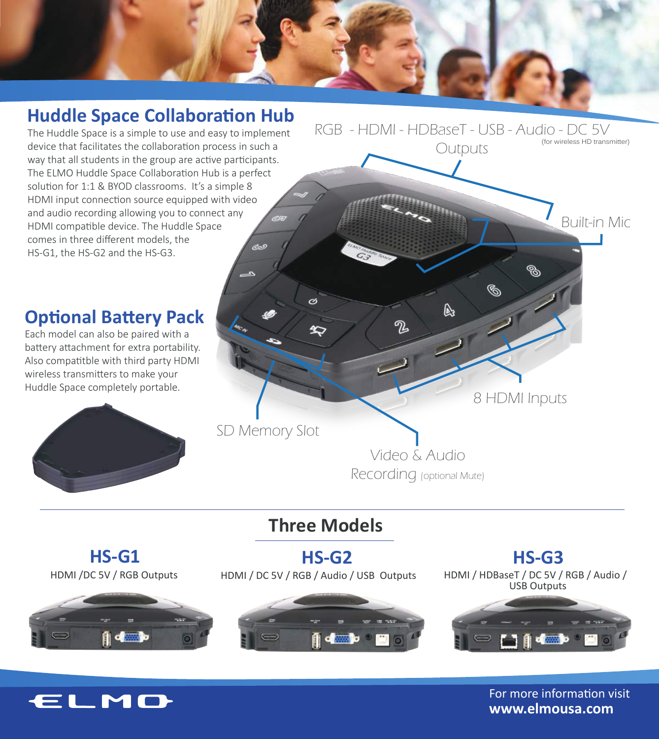## Huddle Space Collaboration Hub

The Huddle Space is a simple to use and easy to implement device that facilitates the collaboration process in such a way that all students in the group are active participants. The ELMO Huddle Space Collaboration Hub is a perfect solution for 1:1 & BYOD classrooms. It's a simple 8 HDMI input connection source equipped with video and audio recording allowing you to connect any HDMI compatible device. The Huddle Space comes in three different models, the HS-G1, the HS-G2 and the HS-G3.

## Optional Battery Pack

Each model can also be paired with a battery attachment for extra portability. Also compatitble with third party HDMI wireless transmitters to make your Huddle Space completely portable.

RGB - HDMI - HDBaseT - USB - Audio - DC 5V (for wireless HD transmitter) Outputs

Built-in Mic

8 HDMI Inputs

SD Memory Slot

Video & Audio Recording (optional Mute)

## Three Models

### HS-G1

HDMI /DC 5V / RGB Outputs

### HS-G2

HDMI / DC 5V / RGB / Audio / USB Outputs

### HS-G3

HDMI / HDBaseT / DC 5V / RGB / Audio / USB Outputs

For more information visit **www.elmousa.com**